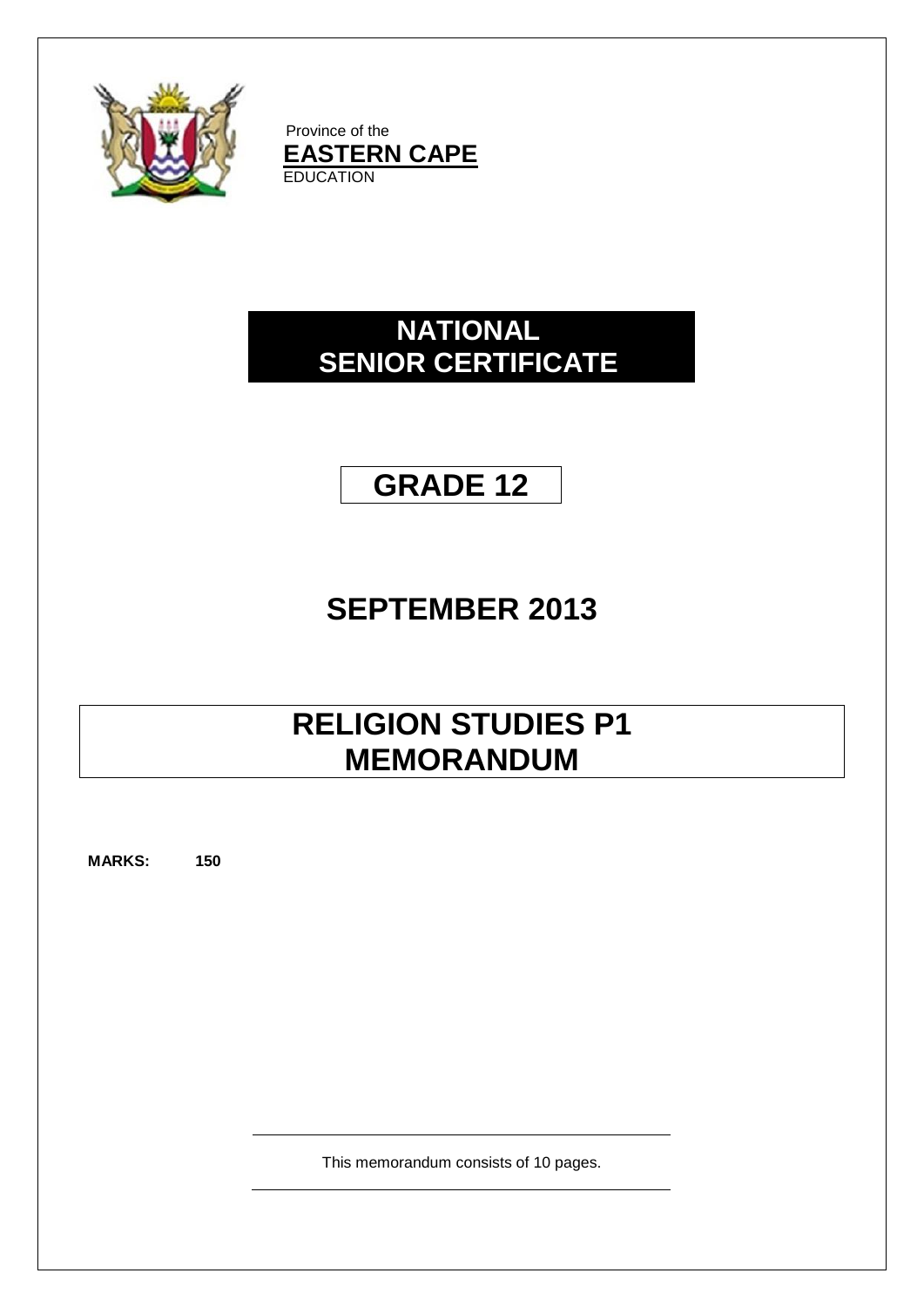Province of the
**EASTERN CAPE**
EDUCATION

# NATIONAL SENIOR CERTIFICATE

# GRADE 12

## SEPTEMBER 2013

# RELIGION STUDIES P1 MEMORANDUM

**MARKS: 150**

This memorandum consists of 10 pages.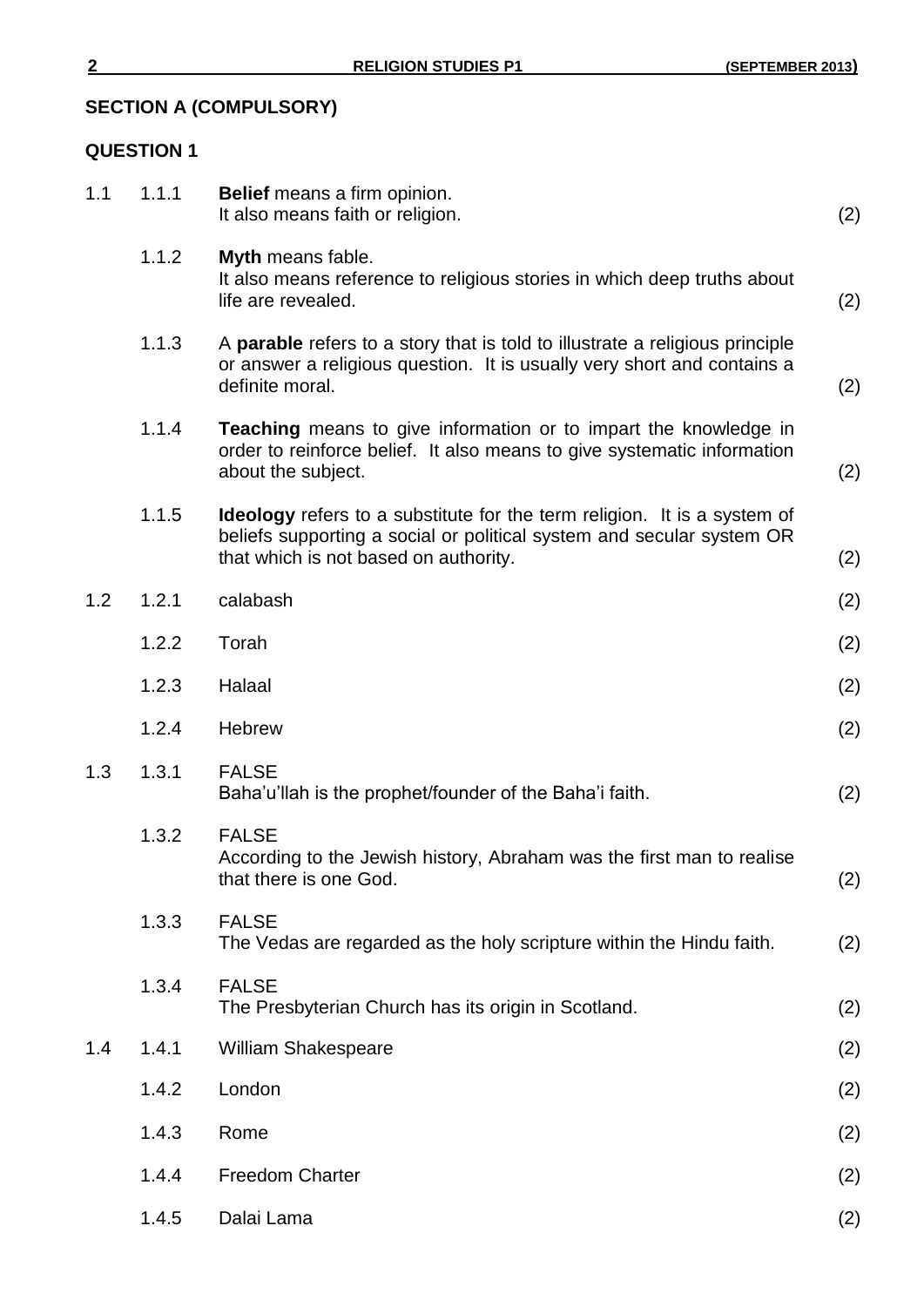## SECTION A (COMPULSORY)

## QUESTION 1

1.1

1.1.1 **Belief** means a firm opinion.
It also means faith or religion. (2)

1.1.2 **Myth** means fable.
It also means reference to religious stories in which deep truths about life are revealed. (2)

1.1.3 A **parable** refers to a story that is told to illustrate a religious principle or answer a religious question. It is usually very short and contains a definite moral. (2)

1.1.4 **Teaching** means to give information or to impart the knowledge in order to reinforce belief. It also means to give systematic information about the subject. (2)

1.1.5 **Ideology** refers to a substitute for the term religion. It is a system of beliefs supporting a social or political system and secular system OR that which is not based on authority. (2)

1.2

1.2.1 calabash (2)

1.2.2 Torah (2)

1.2.3 Halaal (2)

1.2.4 Hebrew (2)

1.3

1.3.1 FALSE
Baha'u'llah is the prophet/founder of the Baha'i faith. (2)

1.3.2 FALSE
According to the Jewish history, Abraham was the first man to realise that there is one God. (2)

1.3.3 FALSE
The Vedas are regarded as the holy scripture within the Hindu faith. (2)

1.3.4 FALSE
The Presbyterian Church has its origin in Scotland. (2)

1.4

1.4.1 William Shakespeare (2)

1.4.2 London (2)

1.4.3 Rome (2)

1.4.4 Freedom Charter (2)

1.4.5 Dalai Lama (2)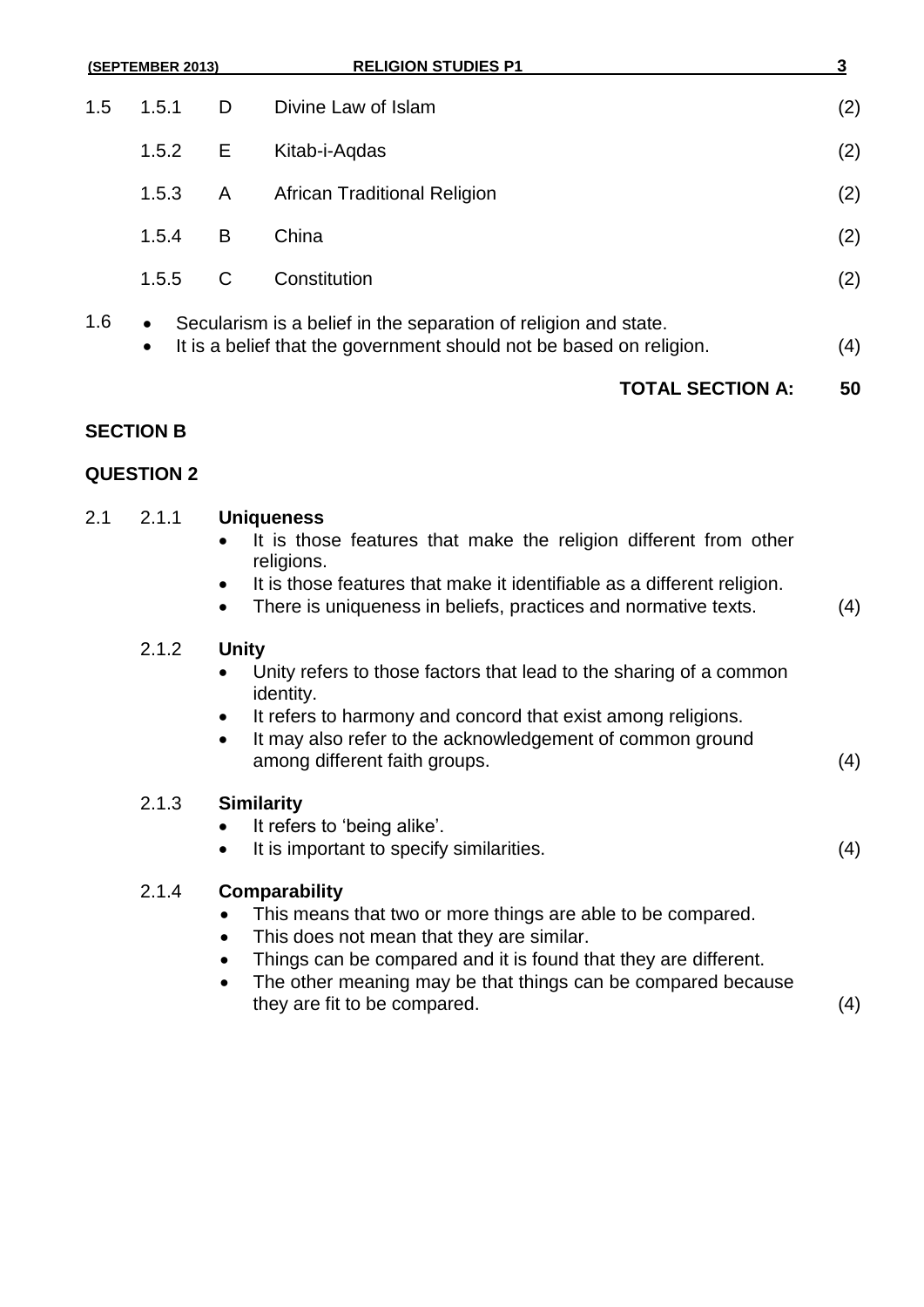| | | | | |
|---|---|---|---|---|
| 1.5 | 1.5.1 | D | Divine Law of Islam | (2) |
| | 1.5.2 | E | Kitab-i-Aqdas | (2) |
| | 1.5.3 | A | African Traditional Religion | (2) |
| | 1.5.4 | B | China | (2) |
| | 1.5.5 | C | Constitution | (2) |

1.6
- Secularism is a belief in the separation of religion and state.
- It is a belief that the government should not be based on religion. (4)

**TOTAL SECTION A: 50**

## SECTION B

## QUESTION 2

2.1 2.1.1 **Uniqueness**
- It is those features that make the religion different from other religions.
- It is those features that make it identifiable as a different religion.
- There is uniqueness in beliefs, practices and normative texts. (4)

2.1.2 **Unity**
- Unity refers to those factors that lead to the sharing of a common identity.
- It refers to harmony and concord that exist among religions.
- It may also refer to the acknowledgement of common ground among different faith groups. (4)

2.1.3 **Similarity**
- It refers to 'being alike'.
- It is important to specify similarities. (4)

2.1.4 **Comparability**
- This means that two or more things are able to be compared.
- This does not mean that they are similar.
- Things can be compared and it is found that they are different.
- The other meaning may be that things can be compared because they are fit to be compared. (4)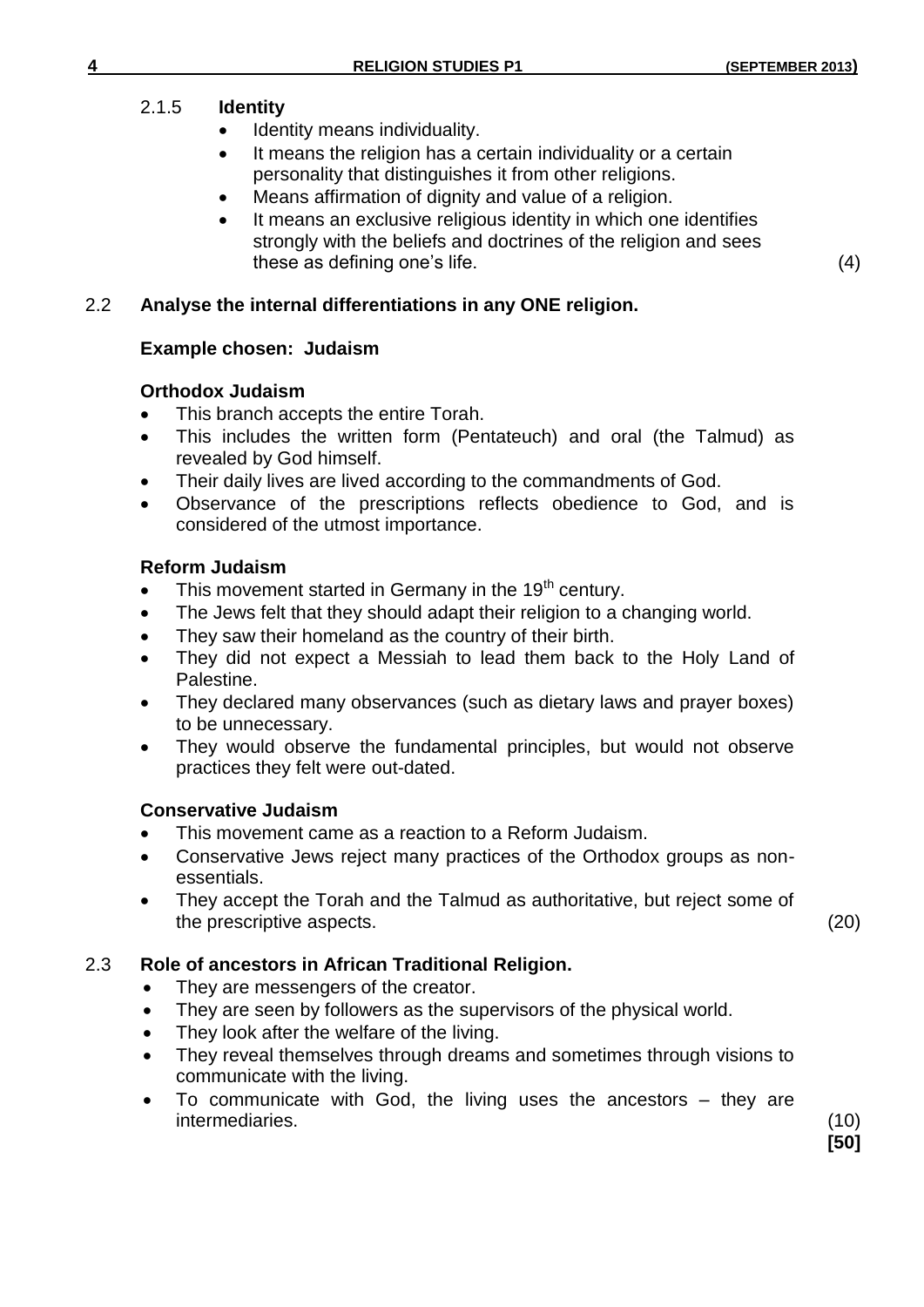2.1.5 **Identity**

- Identity means individuality.
- It means the religion has a certain individuality or a certain personality that distinguishes it from other religions.
- Means affirmation of dignity and value of a religion.
- It means an exclusive religious identity in which one identifies strongly with the beliefs and doctrines of the religion and sees these as defining one's life. (4)

2.2 **Analyse the internal differentiations in any ONE religion.**

**Example chosen: Judaism**

**Orthodox Judaism**

- This branch accepts the entire Torah.
- This includes the written form (Pentateuch) and oral (the Talmud) as revealed by God himself.
- Their daily lives are lived according to the commandments of God.
- Observance of the prescriptions reflects obedience to God, and is considered of the utmost importance.

**Reform Judaism**

- This movement started in Germany in the 19th century.
- The Jews felt that they should adapt their religion to a changing world.
- They saw their homeland as the country of their birth.
- They did not expect a Messiah to lead them back to the Holy Land of Palestine.
- They declared many observances (such as dietary laws and prayer boxes) to be unnecessary.
- They would observe the fundamental principles, but would not observe practices they felt were out-dated.

**Conservative Judaism**

- This movement came as a reaction to a Reform Judaism.
- Conservative Jews reject many practices of the Orthodox groups as non-essentials.
- They accept the Torah and the Talmud as authoritative, but reject some of the prescriptive aspects. (20)

2.3 **Role of ancestors in African Traditional Religion.**

- They are messengers of the creator.
- They are seen by followers as the supervisors of the physical world.
- They look after the welfare of the living.
- They reveal themselves through dreams and sometimes through visions to communicate with the living.
- To communicate with God, the living uses the ancestors – they are intermediaries. (10)

**[50]**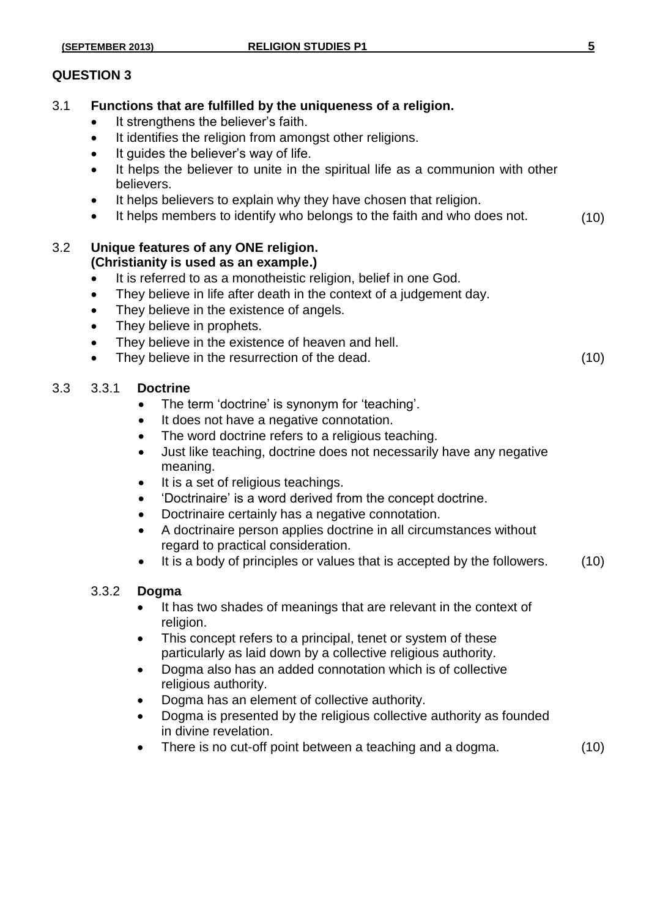## QUESTION 3

3.1 **Functions that are fulfilled by the uniqueness of a religion.**

- It strengthens the believer's faith.
- It identifies the religion from amongst other religions.
- It guides the believer's way of life.
- It helps the believer to unite in the spiritual life as a communion with other believers.
- It helps believers to explain why they have chosen that religion.
- It helps members to identify who belongs to the faith and who does not. (10)

3.2 **Unique features of any ONE religion.**
**(Christianity is used as an example.)**

- It is referred to as a monotheistic religion, belief in one God.
- They believe in life after death in the context of a judgement day.
- They believe in the existence of angels.
- They believe in prophets.
- They believe in the existence of heaven and hell.
- They believe in the resurrection of the dead. (10)

3.3 3.3.1 **Doctrine**

- The term 'doctrine' is synonym for 'teaching'.
- It does not have a negative connotation.
- The word doctrine refers to a religious teaching.
- Just like teaching, doctrine does not necessarily have any negative meaning.
- It is a set of religious teachings.
- 'Doctrinaire' is a word derived from the concept doctrine.
- Doctrinaire certainly has a negative connotation.
- A doctrinaire person applies doctrine in all circumstances without regard to practical consideration.
- It is a body of principles or values that is accepted by the followers. (10)

3.3.2 **Dogma**

- It has two shades of meanings that are relevant in the context of religion.
- This concept refers to a principal, tenet or system of these particularly as laid down by a collective religious authority.
- Dogma also has an added connotation which is of collective religious authority.
- Dogma has an element of collective authority.
- Dogma is presented by the religious collective authority as founded in divine revelation.
- There is no cut-off point between a teaching and a dogma. (10)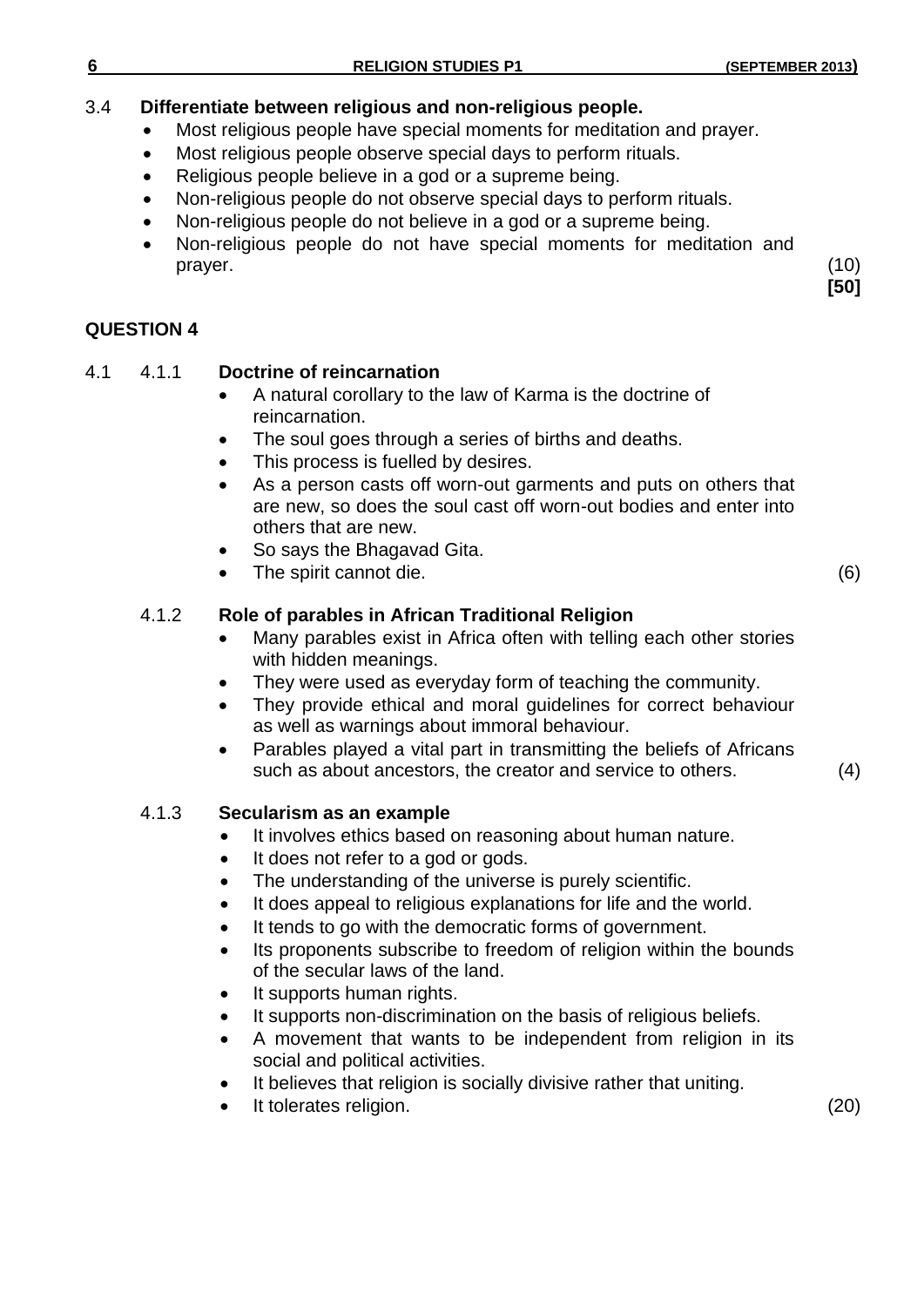3.4 **Differentiate between religious and non-religious people.**

- Most religious people have special moments for meditation and prayer.
- Most religious people observe special days to perform rituals.
- Religious people believe in a god or a supreme being.
- Non-religious people do not observe special days to perform rituals.
- Non-religious people do not believe in a god or a supreme being.
- Non-religious people do not have special moments for meditation and prayer. (10)

**[50]**

## QUESTION 4

4.1 4.1.1 **Doctrine of reincarnation**

- A natural corollary to the law of Karma is the doctrine of reincarnation.
- The soul goes through a series of births and deaths.
- This process is fuelled by desires.
- As a person casts off worn-out garments and puts on others that are new, so does the soul cast off worn-out bodies and enter into others that are new.
- So says the Bhagavad Gita.
- The spirit cannot die. (6)

4.1.2 **Role of parables in African Traditional Religion**

- Many parables exist in Africa often with telling each other stories with hidden meanings.
- They were used as everyday form of teaching the community.
- They provide ethical and moral guidelines for correct behaviour as well as warnings about immoral behaviour.
- Parables played a vital part in transmitting the beliefs of Africans such as about ancestors, the creator and service to others. (4)

4.1.3 **Secularism as an example**

- It involves ethics based on reasoning about human nature.
- It does not refer to a god or gods.
- The understanding of the universe is purely scientific.
- It does appeal to religious explanations for life and the world.
- It tends to go with the democratic forms of government.
- Its proponents subscribe to freedom of religion within the bounds of the secular laws of the land.
- It supports human rights.
- It supports non-discrimination on the basis of religious beliefs.
- A movement that wants to be independent from religion in its social and political activities.
- It believes that religion is socially divisive rather that uniting.
- It tolerates religion. (20)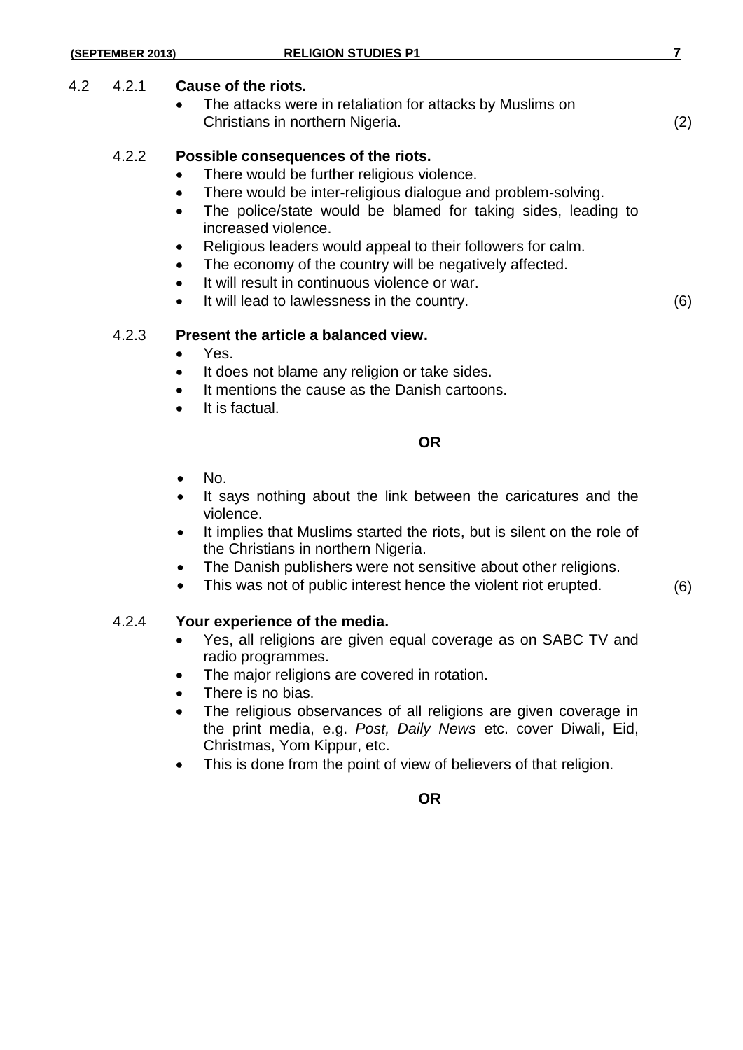4.2 4.2.1 **Cause of the riots.**

- The attacks were in retaliation for attacks by Muslims on Christians in northern Nigeria. (2)

4.2.2 **Possible consequences of the riots.**

- There would be further religious violence.
- There would be inter-religious dialogue and problem-solving.
- The police/state would be blamed for taking sides, leading to increased violence.
- Religious leaders would appeal to their followers for calm.
- The economy of the country will be negatively affected.
- It will result in continuous violence or war.
- It will lead to lawlessness in the country. (6)

4.2.3 **Present the article a balanced view.**

- Yes.
- It does not blame any religion or take sides.
- It mentions the cause as the Danish cartoons.
- It is factual.

**OR**

- No.
- It says nothing about the link between the caricatures and the violence.
- It implies that Muslims started the riots, but is silent on the role of the Christians in northern Nigeria.
- The Danish publishers were not sensitive about other religions.
- This was not of public interest hence the violent riot erupted. (6)

4.2.4 **Your experience of the media.**

- Yes, all religions are given equal coverage as on SABC TV and radio programmes.
- The major religions are covered in rotation.
- There is no bias.
- The religious observances of all religions are given coverage in the print media, e.g. *Post, Daily News* etc. cover Diwali, Eid, Christmas, Yom Kippur, etc.
- This is done from the point of view of believers of that religion.

**OR**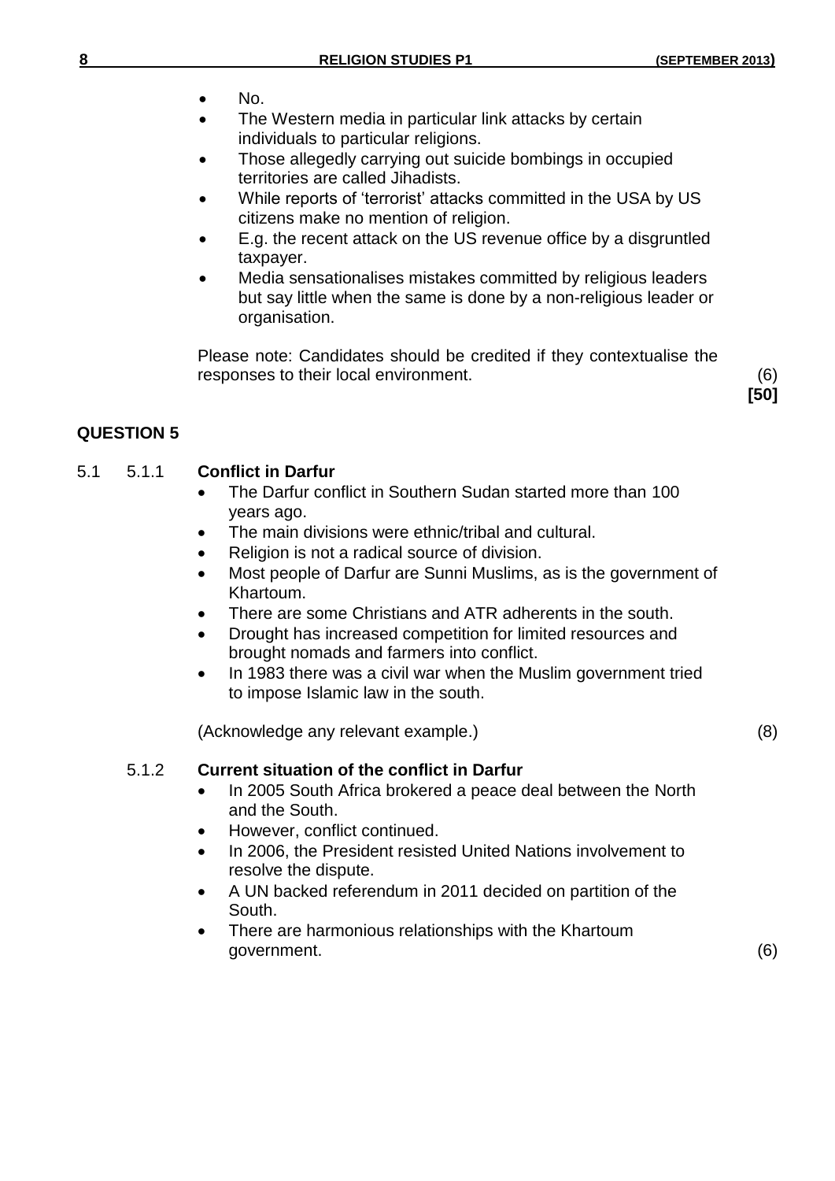- No.
- The Western media in particular link attacks by certain individuals to particular religions.
- Those allegedly carrying out suicide bombings in occupied territories are called Jihadists.
- While reports of 'terrorist' attacks committed in the USA by US citizens make no mention of religion.
- E.g. the recent attack on the US revenue office by a disgruntled taxpayer.
- Media sensationalises mistakes committed by religious leaders but say little when the same is done by a non-religious leader or organisation.

Please note: Candidates should be credited if they contextualise the responses to their local environment. (6)

**[50]**

## QUESTION 5

5.1 5.1.1 **Conflict in Darfur**

- The Darfur conflict in Southern Sudan started more than 100 years ago.
- The main divisions were ethnic/tribal and cultural.
- Religion is not a radical source of division.
- Most people of Darfur are Sunni Muslims, as is the government of Khartoum.
- There are some Christians and ATR adherents in the south.
- Drought has increased competition for limited resources and brought nomads and farmers into conflict.
- In 1983 there was a civil war when the Muslim government tried to impose Islamic law in the south.

(Acknowledge any relevant example.) (8)

5.1.2 **Current situation of the conflict in Darfur**

- In 2005 South Africa brokered a peace deal between the North and the South.
- However, conflict continued.
- In 2006, the President resisted United Nations involvement to resolve the dispute.
- A UN backed referendum in 2011 decided on partition of the South.
- There are harmonious relationships with the Khartoum government. (6)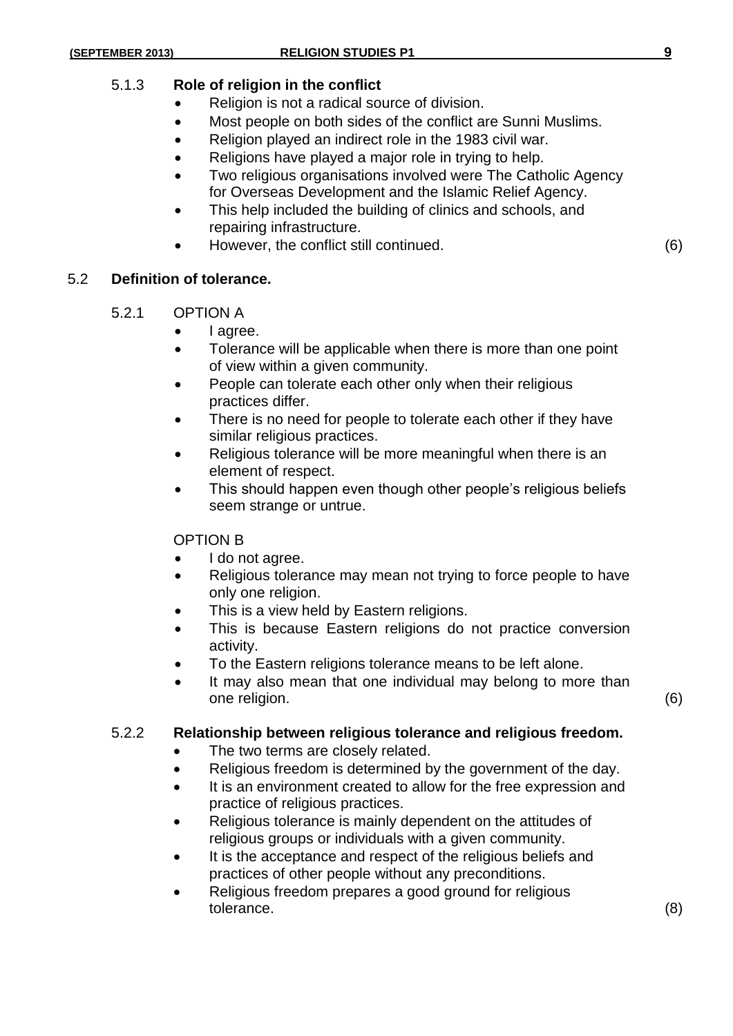5.1.3 **Role of religion in the conflict**

- Religion is not a radical source of division.
- Most people on both sides of the conflict are Sunni Muslims.
- Religion played an indirect role in the 1983 civil war.
- Religions have played a major role in trying to help.
- Two religious organisations involved were The Catholic Agency for Overseas Development and the Islamic Relief Agency.
- This help included the building of clinics and schools, and repairing infrastructure.
- However, the conflict still continued. (6)

5.2 **Definition of tolerance.**

5.2.1 OPTION A

- I agree.
- Tolerance will be applicable when there is more than one point of view within a given community.
- People can tolerate each other only when their religious practices differ.
- There is no need for people to tolerate each other if they have similar religious practices.
- Religious tolerance will be more meaningful when there is an element of respect.
- This should happen even though other people's religious beliefs seem strange or untrue.

OPTION B

- I do not agree.
- Religious tolerance may mean not trying to force people to have only one religion.
- This is a view held by Eastern religions.
- This is because Eastern religions do not practice conversion activity.
- To the Eastern religions tolerance means to be left alone.
- It may also mean that one individual may belong to more than one religion. (6)

5.2.2 **Relationship between religious tolerance and religious freedom.**

- The two terms are closely related.
- Religious freedom is determined by the government of the day.
- It is an environment created to allow for the free expression and practice of religious practices.
- Religious tolerance is mainly dependent on the attitudes of religious groups or individuals with a given community.
- It is the acceptance and respect of the religious beliefs and practices of other people without any preconditions.
- Religious freedom prepares a good ground for religious tolerance. (8)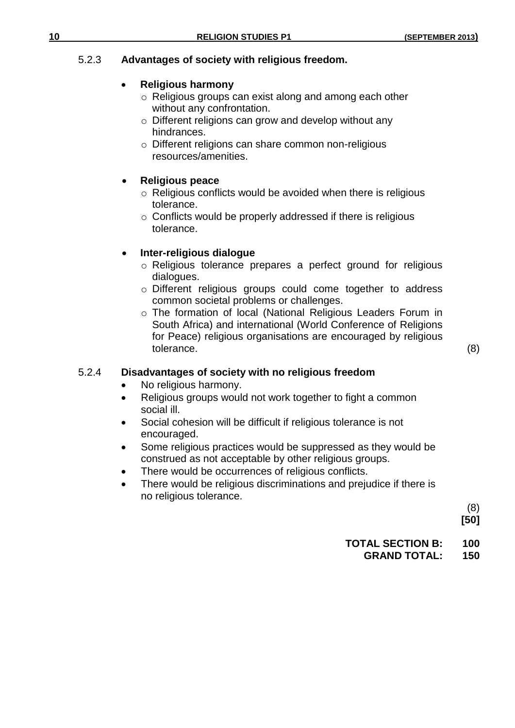5.2.3 **Advantages of society with religious freedom.**

- **Religious harmony**
  - Religious groups can exist along and among each other without any confrontation.
  - Different religions can grow and develop without any hindrances.
  - Different religions can share common non-religious resources/amenities.

- **Religious peace**
  - Religious conflicts would be avoided when there is religious tolerance.
  - Conflicts would be properly addressed if there is religious tolerance.

- **Inter-religious dialogue**
  - Religious tolerance prepares a perfect ground for religious dialogues.
  - Different religious groups could come together to address common societal problems or challenges.
  - The formation of local (National Religious Leaders Forum in South Africa) and international (World Conference of Religions for Peace) religious organisations are encouraged by religious tolerance. (8)

5.2.4 **Disadvantages of society with no religious freedom**

- No religious harmony.
- Religious groups would not work together to fight a common social ill.
- Social cohesion will be difficult if religious tolerance is not encouraged.
- Some religious practices would be suppressed as they would be construed as not acceptable by other religious groups.
- There would be occurrences of religious conflicts.
- There would be religious discriminations and prejudice if there is no religious tolerance.

(8)
**[50]**

**TOTAL SECTION B: 100**
**GRAND TOTAL: 150**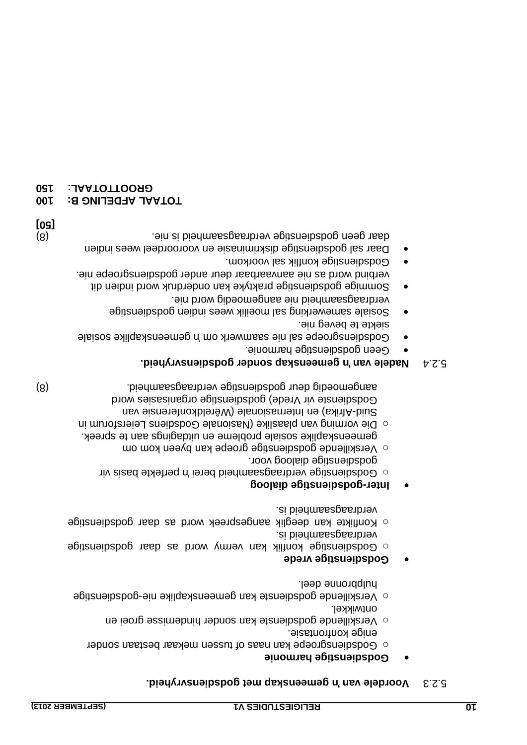5.2.3 **Voordele van 'n gemeenskap met godsdiensvryheid.**

- **Godsdienstige harmonie**
  - Godsdiensgroepe kan naas of tussen mekaar bestaan sonder enige konfrontasie.
  - Verskillende godsdienste kan sonder hindernisse groei en ontwikkel.
  - Verskillende godsdienste kan gemeenskaplike nie-godsdienstige hulpbronne deel.
- **Godsdienstige vrede**
  - Godsdienstige konflik kan vermy word as daar godsdienstige verdraagsaamheid is.
  - Konflikte kan deeglik aangespreek word as daar godsdienstige verdraagsaamheid is.
- **Inter-godsdienstige dialoog**
  - Godsdienstige verdraagsaamheid berei 'n perfekte basis vir godsdienstige dialoog voor.
  - Verskillende godsdienstige groepe kan byeen kom om gemeenskaplike sosiale probleme en uitdagings aan te spreek.
  - Die vorming van plaaslike (Nasionale Godsdiens Leiersforum in Suid-Afrika) en Internasionale (Wêreldkonferensie van Godsdienste vir Vrede) godsdienstige organisasies word aangemoedig deur godsdienstige verdraagsaamheid. (8)

5.2.4 **Nadele van 'n gemeenskap sonder godsdiensvryheid.**

- Geen godsdienstige harmonie.
- Godsdiensgroepe sal nie saamwerk om 'n gemeenskaplike sosiale siekte te beveg nie.
- Sosiale samewerking sal moeilik wees indien godsdienstige verdraagsaamheid nie aangemoedig word nie.
- Sommige godsdienstige praktyke kan onderdruk word indien dit verbind word as nie aanvaarbaar deur ander godsdiensgroepe nie.
- Godsdienstige konflik sal voorkom.
- Daar sal godsdienstige diskriminasie en vooroordeel wees indien daar geen godsdienstige verdraagsaamheid is nie. (8)

**[50]**

**TOTAAL AFDELING B: 100**
**GROOTTOTAAL: 150**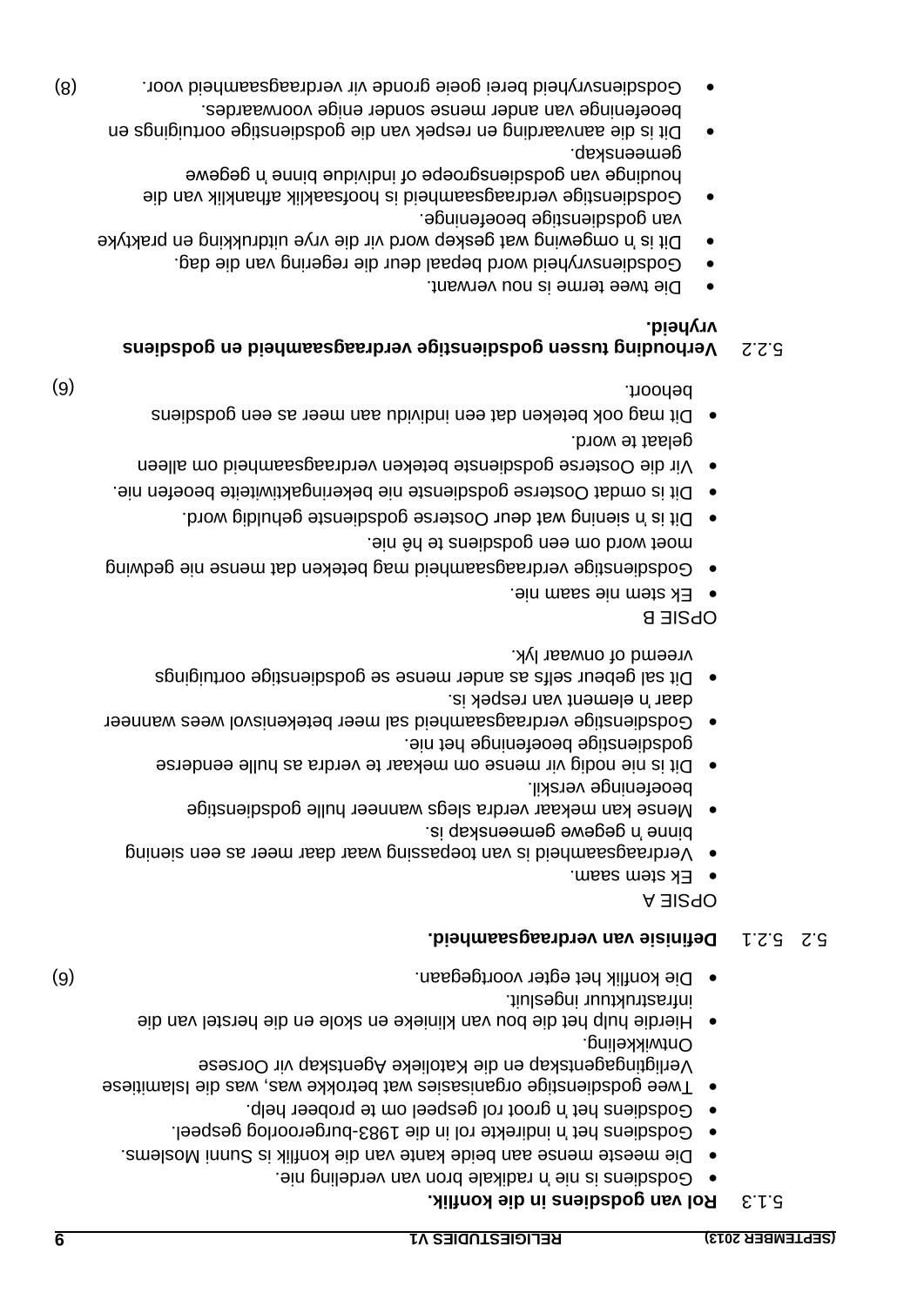5.1.3 **Rol van godsdiens in die konflik.**

- Godsdiens is nie 'n radikale bron van verdeling nie.
- Die meeste mense aan beide kante van die konflik is Sunni Moslems.
- Godsdiens het 'n indirekte rol in die 1983-burgeroorlog gespeel.
- Godsdiens het 'n groot rol gespeel om te probeer help.
- Twee godsdienstige organisasies wat betrokke was, was die Islamitiese Verligtingagentskap en die Katolieke Agentskap vir Oorsese Ontwikkeling.
- Hierdie hulp het die bou van klinieke en skole en die herstel van die infrastruktuur ingesluit.
- Die konflik het egter voortgegaan. (6)

5.2 5.2.1 **Definisie van verdraagsaamheid.**

OPSIE A

- Ek stem saam.
- Verdraagsaamheid is van toepassing waar daar meer as een siening binne 'n gegewe gemeenskap is.
- Mense kan mekaar verdra slegs wanneer hulle godsdienstige beoefeninge verskil.
- Dit is nie nodig vir mense om mekaar te verdra as hulle eenderse godsdienstige beoefeninge het nie.
- Godsdienstige verdraagsaamheid sal meer betekenisvol wees wanneer daar 'n element van respek is.
- Dit sal gebeur selfs as ander mense se godsdienstige oortuigings vreemd of onwaar lyk.

OPSIE B

- Ek stem nie saam nie.
- Godsdienstige verdraagsaamheid mag beteken dat mense nie gedwing moet word om een godsdiens te hê nie.
- Dit is 'n siening wat deur Oosterse godsdienste gehuldig word.
- Dit is omdat Oosterse godsdienste nie bekeringaktiwiteite beoefen nie.
- Vir die Oosterse godsdienste beteken verdraagsaamheid om alleen gelaat te word.
- Dit mag ook beteken dat een individu aan meer as een godsdiens behoort. (6)

5.2.2 **Verhouding tussen godsdienstige verdraagsaamheid en godsdiens vryheid.**

- Die twee terme is nou verwant.
- Godsdiensvryheid word bepaal deur die regering van die dag.
- Dit is 'n omgewing wat geskep word vir die vrye uitdrukking en praktyke van godsdienstige beoefeninge.
- Godsdienstige verdraagsaamheid is hoofsaaklik afhanklik van die houdinge van godsdiensgroepe of individue binne 'n gegewe gemeenskap.
- Dit is die aanvaarding en respek van die godsdienstige oortuigings en beoefeninge van ander mense sonder enige voorwaardes.
- Godsdiensvryheid berei goeie gronde vir verdraagsaamheid voor. (8)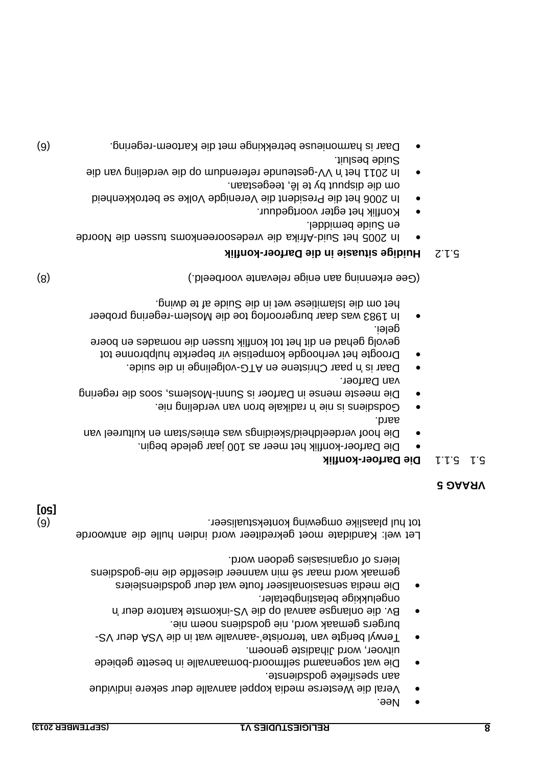- Nee.
- Veral die Westerse media koppel aanvalle deur sekere individue aan spesifieke godsdienste.
- Die wat sogenaamd selfmoord-bomaanvalle in besette gebiede uitvoer, word Jihadiste genoem.
- Terwyl berigte van 'terroriste'-aanvalle wat in die VSA deur VS-burgers gemaak word, nie godsdiens noem nie.
- Bv. die onlangse aanval op die VS-inkomste kantore deur 'n ongelukkige belastingbetaler.
- Die media sensasionaliseer foute wat deur godsdiensleiers gemaak word maar sê min wanneer dieselfde die nie-godsdiens leiers of organisasies gedoen word.

Let wel: Kandidate moet gekrediteer word indien hulle die antwoorde tot hul plaaslike omgewing kontekstualiseer. (6)

**[50]**

## VRAAG 5

5.1 5.1.1 **Die Darfoer-konflik**

- Die Darfoer-konflik het meer as 100 jaar gelede begin.
- Die hoof verdeeldheid/skeidings was etnies/stam en kultureel van aard.
- Godsdiens is nie 'n radikale bron van verdeling nie.
- Die meeste mense in Darfoer is Sunni-Moslems, soos die regering van Darfoer.
- Daar is 'n paar Christene en ATG-volgelinge in die suide.
- Droogte het verhoogde kompetisie vir beperkte hulpbronne tot gevolg gehad en dit het tot konflik tussen die nomades en boere gelei.
- In 1983 was daar burgeroorlog toe die Moslem-regering probeer het om die Islamitiese wet in die Suide af te dwing.

(Gee erkenning aan enige relevante voorbeeld.) (8)

5.1.2 **Huidige situasie in die Darfoer-konflik**

- In 2005 het Suid-Afrika die vredesooreenkoms tussen die Noorde en Suide bemiddel.
- Konflik het egter voortgeduur.
- In 2006 het die President die Verenigde Volke se betrokkenheid om die disput by te lê, teegestaan.
- In 2011 het 'n VV-gesteunde referendum op die verdeling van die Suide besluit.
- Daar is harmonieuse betrekkinge met die Kartoem-regering. (6)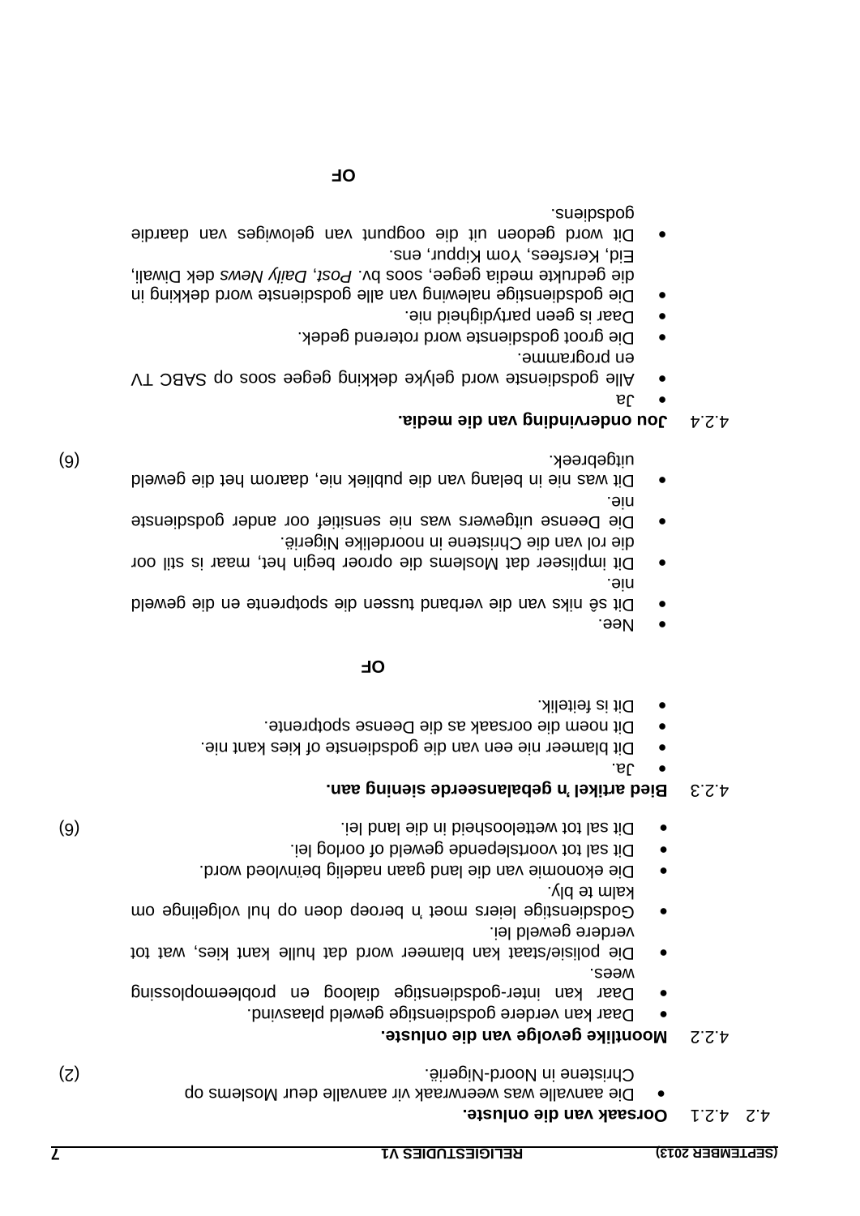4.2 4.2.1 **Oorsaak van die onluste.**

- Die aanvalle was weerwraak vir aanvalle deur Moslems op Christene in Noord-Nigerië. (2)

4.2.2 **Moontlike gevolge van die onluste.**

- Daar kan verdere godsdienstige geweld plaasvind.
- Daar kan inter-godsdienstige dialoog en probleemoplossing wees.
- Die polisie/staat kan blameer word dat hulle kant kies, wat tot verdere geweld lei.
- Godsdienstige leiers moet 'n beroep doen op hul volgelinge om kalm te bly.
- Die ekonomie van die land gaan nadelig beïnvloed word.
- Dit sal tot voortslepende geweld of oorlog lei.
- Dit sal tot wetteloosheid in die land lei. (6)

4.2.3 **Bied artikel 'n gebalanseerde siening aan.**

- Ja.
- Dit blameer nie een van die godsdienste of kies kant nie.
- Dit noem die oorsaak as die Deense spotprente.
- Dit is feitelik.

**OF**

- Nee.
- Dit sê niks van die verband tussen die spotprente en die geweld nie.
- Dit impliseer dat Moslems die oproer begin het, maar is stil oor die rol van die Christene in noordelike Nigerië.
- Die Deense uitgewers was nie sensitief oor ander godsdienste nie.
- Dit was nie in belang van die publiek nie, daarom het die geweld uitgebreek. (6)

4.2.4 **Jou ondervinding van die media.**

- Ja
- Alle godsdienste word gelyke dekking gegee soos op SABC TV en programme.
- Die groot godsdienste word roterend gedek.
- Daar is geen partydigheid nie.
- Die godsdienstige naleving van alle godsdienste word dekking in die gedrukte media gegee, soos bv. *Post*, *Daily News* dek Diwali, Eid, Kersfees, Yom Kippur, ens.
- Dit word gedoen uit die oogpunt van gelowiges van daardie godsdiens.

**OF**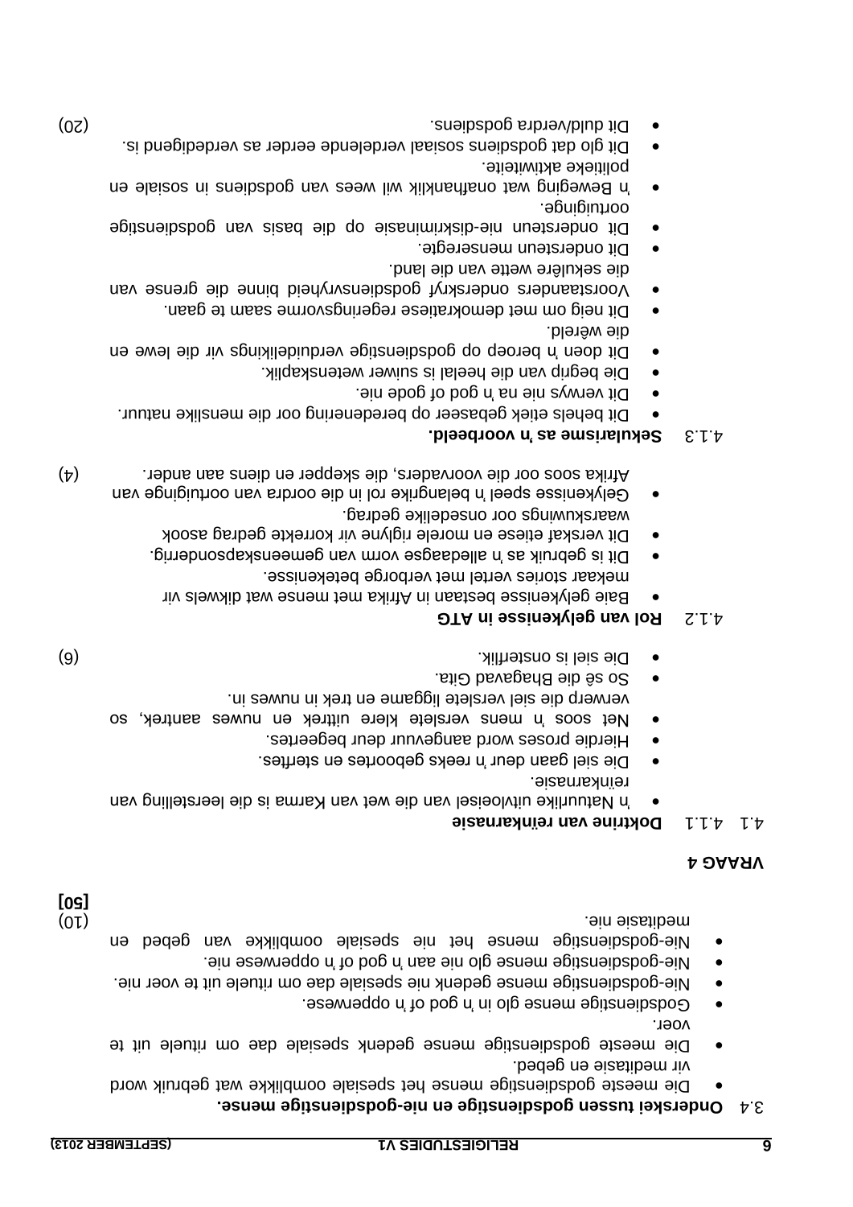3.4 **Onderskei tussen godsdienstige en nie-godsdienstige mense.**

- Die meeste godsdienstige mense het spesiale oomblikke wat gebruik word vir meditasie en gebed.
- Die meeste godsdienstige mense gedenk spesiale dae om rituele uit te voer.
- Godsdienstige mense glo in 'n god of 'n opperwese.
- Nie-godsdienstige mense gedenk nie spesiale dae om rituele uit te voer nie.
- Nie-godsdienstige mense glo nie aan 'n god of 'n opperwese nie.
- Nie-godsdienstige mense het nie spesiale oomblikke van gebed en meditasie nie. (10)

**[50]**

**VRAAG 4**

4.1 4.1.1 **Doktrine van reïnkarnasie**

- 'n Natuurlike uitvloeisel van die wet van Karma is die leerstelling van reïnkarnasie.
- Die siel gaan deur 'n reeks geboortes en sterftes.
- Hierdie proses word aangevuur deur begeertes.
- Net soos 'n mens verslete klere uittrek en nuwes aantrek, so verwerp die siel verslete liggame en trek in nuwes in.
- So sê die Bhagavad Gita.
- Die siel is onsterflik. (6)

4.1.2 **Rol van gelykenisse in ATG**

- Baie gelykenisse bestaan in Afrika met mense wat dikwels vir mekaar stories vertel met verborge betekenisse.
- Dit is gebruik as 'n alledaagse vorm van gemeenskapsonderrig.
- Dit verskaf etiese en morele riglyne vir korrekte gedrag asook waarskuwings oor onsedelike gedrag.
- Gelykenisse speel 'n belangrike rol in die oordra van oortuiginge van Afrika soos oor die voorvaders, die skepper en diens aan ander. (4)

4.1.3 **Sekularisme as 'n voorbeeld.**

- Dit behels etiek gebaseer op beredenering oor die menslike natuur.
- Dit verwys nie na 'n god of gode nie.
- Die begrip van die heelal is suiwer wetenskaplik.
- Dit doen 'n beroep op godsdienstige verduidelikings vir die lewe en die wêreld.
- Dit neig om met demokratiese regeringsvorme saam te gaan.
- Voorstanders onderskryf godsdiensvryheid binne die grense van die sekulêre wette van die land.
- Dit ondersteun menseregte.
- Dit ondersteun nie-diskriminasie op die basis van godsdienstige oortuiginge.
- 'n Beweging wat onafhanklik wil wees van godsdiens in sosiale en politieke aktiwiteite.
- Dit glo dat godsdiens sosiaal verdelende eerder as verdedigend is.
- Dit duld/verdra godsdiens. (20)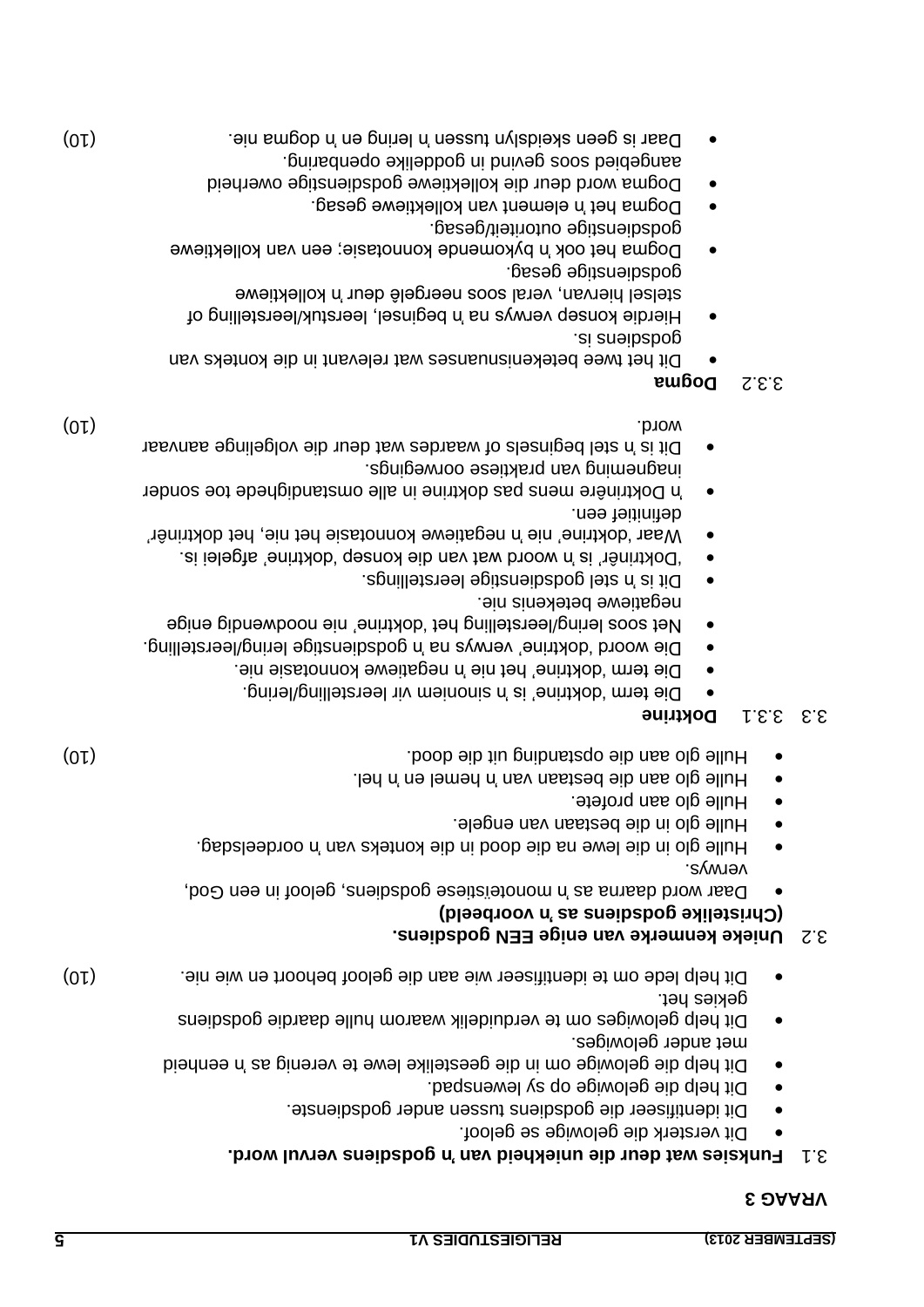# VRAAG 3

3.1 **Funksies wat deur die uniekheid van 'n godsdiens vervul word.**

- Dit versterk die gelowige se geloof.
- Dit identifiseer die godsdiens tussen ander godsdienste.
- Dit help die gelowige op sy lewenspad.
- Dit help die gelowige om in die geestelike lewe te verenig as 'n eenheid met ander gelowiges.
- Dit help gelowiges om te verduidelik waarom hulle daardie godsdiens gekies het.
- Dit help lede om te identifiseer wie aan die geloof behoort en wie nie. (10)

3.2 **Unieke kenmerke van enige EEN godsdiens. (Christelike godsdiens as 'n voorbeeld)**

- Daar word daarna as 'n monoteïstiese godsdiens, geloof in een God, verwys.
- Hulle glo in die lewe na die dood in die konteks van 'n oordeelsdag.
- Hulle glo in die bestaan van engele.
- Hulle glo aan profete.
- Hulle glo aan die bestaan van 'n hemel en 'n hel.
- Hulle glo aan die opstanding uit die dood. (10)

3.3 3.3.1 **Doktrine**

- Die term 'doktrine' is 'n sinoniem vir leerstelling/lering.
- Die term 'doktrine' het nie 'n negatiewe konnotasie nie.
- Die woord 'doktrine' verwys na 'n godsdienstige lering/leerstelling.
- Net soos lering/leerstelling het 'doktrine' nie noodwendig enige negatiewe betekenis nie.
- Dit is 'n stel godsdienstige leerstellings.
- 'Doktrinêr' is 'n woord wat van die konsep 'doktrine' afgelei is.
- Waar 'doktrine' nie 'n negatiewe konnotasie het nie, het doktrinêr definitief een.
- 'n Doktrinêre mens pas doktrine in alle omstandighede toe sonder inagneming van praktiese oorwegings.
- Dit is 'n stel beginsels of waardes wat deur die volgelinge aanvaar word. (10)

3.3.2 **Dogma**

- Dit het twee betekenisnuanses wat relevant in die konteks van godsdiens is.
- Hierdie konsep verwys na 'n beginsel, leerstuk/leerstelling of stelsel hiervan, veral soos neergelê deur 'n kollektiewe godsdienstige gesag.
- Dogma het ook 'n bykomende konnotasie; een van kollektiewe godsdienstige outoriteit/gesag.
- Dogma het 'n element van kollektiewe gesag.
- Dogma word deur die kollektiewe godsdienstige owerheid aangebied soos gevind in goddelike openbaring.
- Daar is geen skeidslyn tussen 'n lering en 'n dogma nie. (10)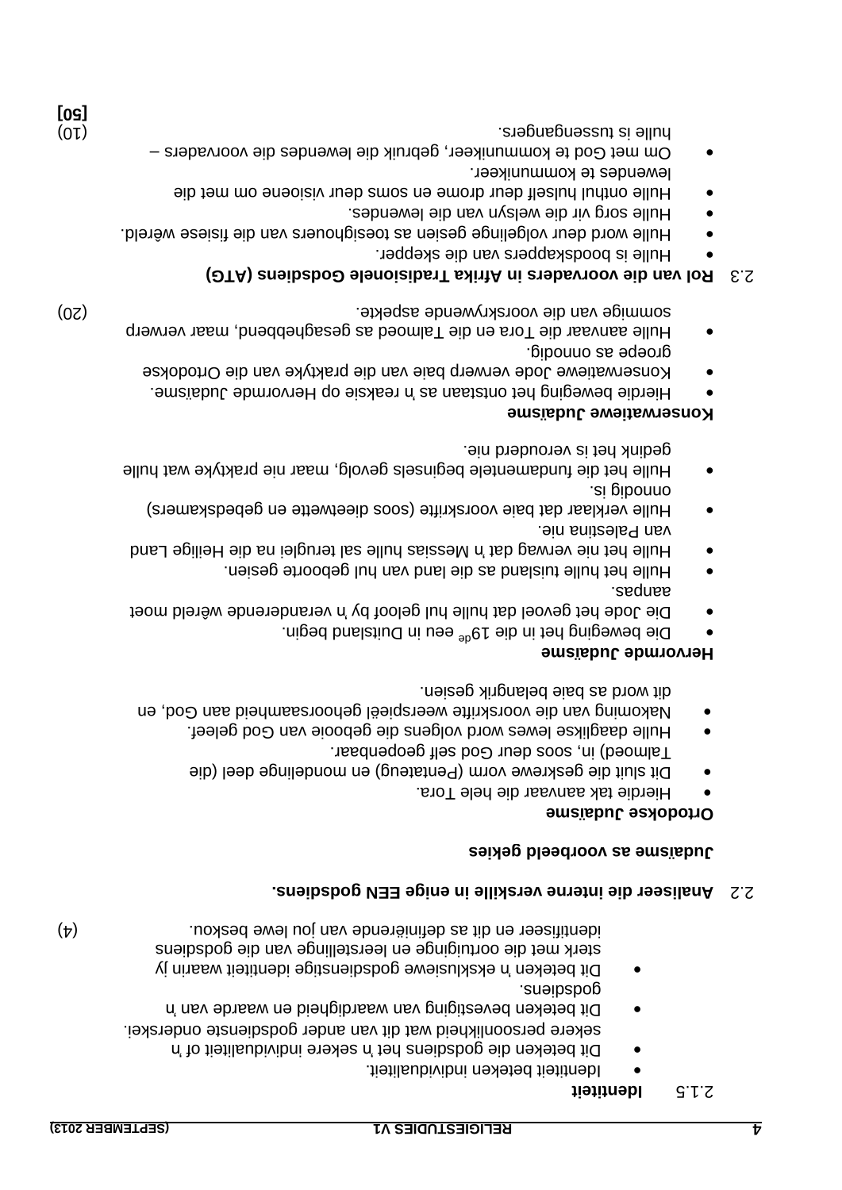2.1.5 **Identiteit**

- Identiteit beteken individualiteit.
- Dit beteken die godsdiens het 'n sekere individualiteit of 'n sekere persoonlikheid wat dit van ander godsdienste onderskei.
- Dit beteken bevestiging van waardigheid en waarde van 'n godsdiens.
- Dit beteken 'n eksklusiewe godsdienstige identiteit waarin jy sterk met die oortuiginge en leerstellinge van die godsdiens identifiseer en dit as definiërende van jou lewe beskou. (4)

2.2 **Analiseer die interne verskille in enige EEN godsdiens.**

**Judaïsme as voorbeeld gekies**

**Ortodokse Judaïsme**

- Hierdie tak aanvaar die hele Tora.
- Dit sluit die geskrewe vorm (Pentateug) en mondelinge deel (die Talmoed) in, soos deur God self geopenbaar.
- Hulle daaglikse lewes word volgens die gebooie van God geleef.
- Nakoming van die voorskrifte weerspieël gehoorsaamheid aan God, en dit word as baie belangrik gesien.

**Hervormde Judaïsme**

- Die beweging het in die 19$^{de}$ eeu in Duitsland begin.
- Die Jode het gevoel dat hulle hul geloof by 'n veranderende wêreld moet aanpas.
- Hulle het hulle tuisland as die land van hul geboorte gesien.
- Hulle het nie verwag dat 'n Messias hulle sal teruglei na die Heilige Land van Palestina nie.
- Hulle verklaar dat baie voorskrifte (soos dieetwette en gebedskamers) onnodig is.
- Hulle het die fundamentele beginsels gevolg, maar nie praktyke wat hulle gedink het is verouderd nie.

**Konserwatiewe Judaïsme**

- Hierdie beweging het ontstaan as 'n reaksie op Hervormde Judaïsme.
- Konserwatiewe Jode verwerp baie van die praktyke van die Ortodokse groepe as onnodig.
- Hulle aanvaar die Tora en die Talmoed as gesaghebbend, maar verwerp sommige van die voorskrywende aspekte. (20)

2.3 **Rol van die voorvaders in Afrika Tradisionele Godsdiens (ATG)**

- Hulle is boodskappers van die skepper.
- Hulle word deur volgelinge gesien as toesighouers van die fisiese wêreld.
- Hulle sorg vir die welsyn van die lewendes.
- Hulle onthul hulself deur drome en soms deur visioene om met die lewendes te kommunikeer.
- Om met God te kommunikeer, gebruik die lewendes die voorvaders – hulle is tussengangers. (10)

**[50]**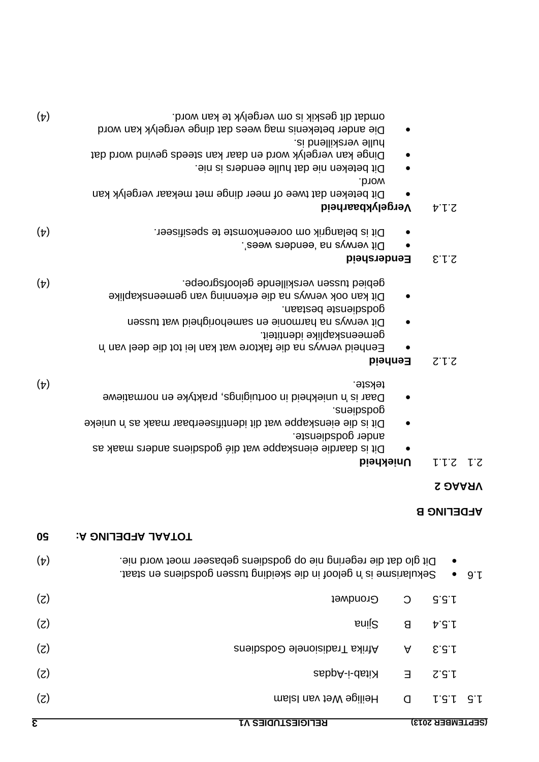1.5 1.5.1 D Heilige Wet van Islam (2)

1.5.2 E Kitab-i-Aqdas (2)

1.5.3 A Afrika Tradisionele Godsdiens (2)

1.5.4 B Sjina (2)

1.5.5 C Grondwet (2)

1.6
- Sekularisme is 'n geloof in die skeiding tussen godsdiens en staat.
- Dit glo dat die regering nie op godsdiens gebaseer moet word nie. (4)

**TOTAAL AFDELING A: 50**

## AFDELING B

### VRAAG 2

2.1 2.1.1 **Uniekheid**

- Dit is daardie eienskappe wat dié godsdiens anders maak as ander godsdienste.
- Dit is die eienskappe wat dit identifiseerbaar maak as 'n unieke godsdiens.
- Daar is 'n uniekheid in oortuigings, praktyke en normatiewe tekste. (4)

2.1.2 **Eenheid**

- Eenheid verwys na die faktore wat kan lei tot die deel van 'n gemeenskaplike identiteit.
- Dit verwys na harmonie en samehorigheid wat tussen godsdienste bestaan.
- Dit kan ook verwys na die erkenning van gemeenskaplike gebied tussen verskillende geloofsgroepe. (4)

2.1.3 **Eendersheid**

- Dit verwys na 'eenders wees'.
- Dit is belangrik om ooreenkomste te spesifiseer. (4)

2.1.4 **Vergelykbaarheid**

- Dit beteken dat twee of meer dinge met mekaar vergelyk kan word.
- Dit beteken nie dat hulle eenders is nie.
- Dinge kan vergelyk word en daar kan steeds gevind word dat hulle verskillend is.
- Die ander betekenis mag wees dat dinge vergelyk kan word omdat dit geskik is om vergelyk te kan word. (4)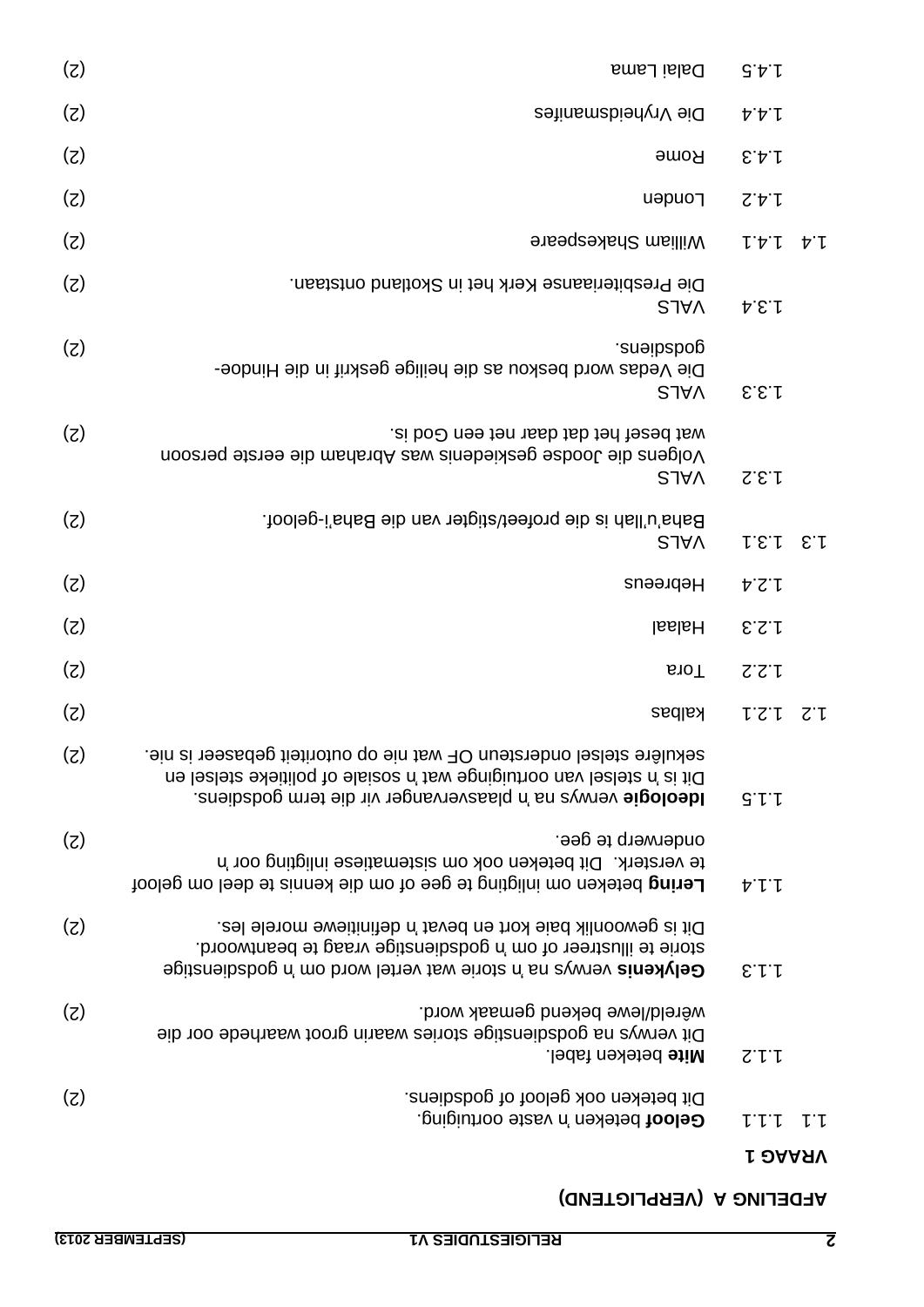## AFDELING A (VERPLIGTEND)

**VRAAG 1**

1.1 1.1.1 **Geloof** beteken 'n vaste oortuiging.
Dit beteken ook geloof of godsdiens. (2)

1.1.2 **Mite** beteken fabel.
Dit verwys na godsdienstige stories waarin groot waarhede oor die wêreld/lewe bekend gemaak word. (2)

1.1.3 **Gelykenis** verwys na 'n storie wat vertel word om 'n godsdienstige storie te illustreer of om 'n godsdienstige vraag te beantwoord.
Dit is gewoonlik baie kort en bevat 'n definitiewe morele les. (2)

1.1.4 **Lering** beteken om inligting te gee of om die kennis te deel om geloof te versterk. Dit beteken ook om sistematiese inligting oor 'n onderwerp te gee. (2)

1.1.5 **Ideologie** verwys na 'n plaasvervanger vir die term godsdiens.
Dit is 'n stelsel van oortuiginge wat 'n sosiale of politieke stelsel en sekulêre stelsel ondersteun OF wat nie op outoriteit gebaseer is nie. (2)

1.2 1.2.1 kalbas (2)

1.2.2 Tora (2)

1.2.3 Halaal (2)

1.2.4 Hebreeus (2)

1.3 1.3.1 VALS
Baha'u'llah is die profeet/stigter van die Baha'i-geloof. (2)

1.3.2 VALS
Volgens die Joodse geskiedenis was Abraham die eerste persoon wat besef het dat daar net een God is. (2)

1.3.3 VALS
Die Vedas word beskou as die heilige geskrif in die Hindoe-godsdiens. (2)

1.3.4 VALS
Die Presbiteriaanse Kerk het in Skotland ontstaan. (2)

1.4 1.4.1 William Shakespeare (2)

1.4.2 Londen (2)

1.4.3 Rome (2)

1.4.4 Die Vryheidsmanifes (2)

1.4.5 Dalai Lama (2)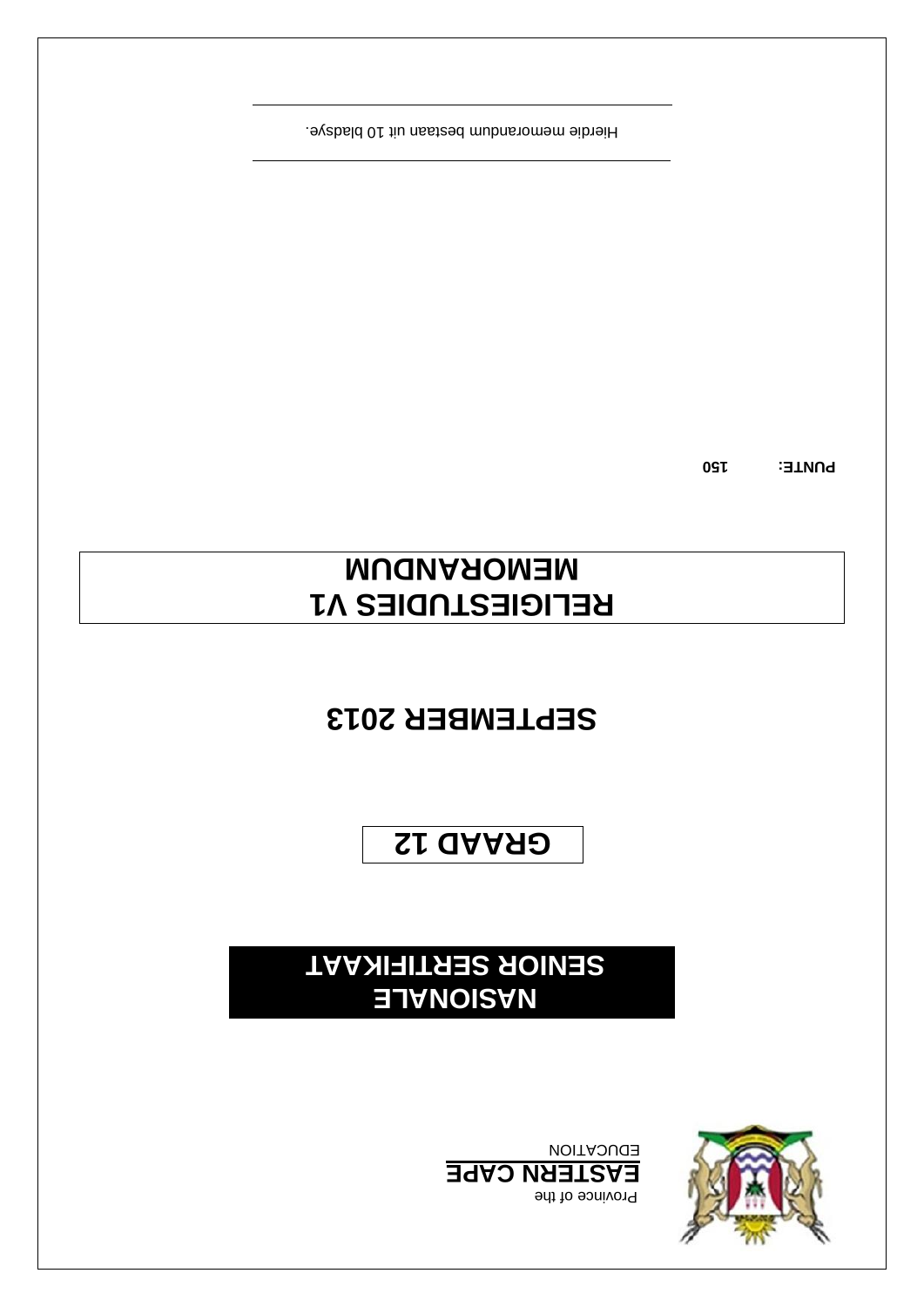Province of the
**EASTERN CAPE**
EDUCATION

# NASIONALE SENIOR SERTIFIKAAT

# GRAAD 12

# SEPTEMBER 2013

# RELIGIESTUDIES V1 MEMORANDUM

**PUNTE: 150**

Hierdie memorandum bestaan uit 10 bladsye.